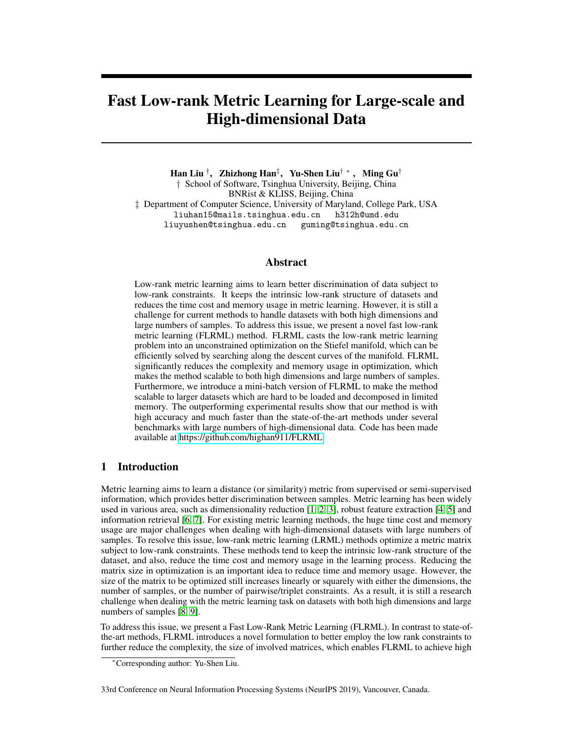# Fast Low-rank Metric Learning for Large-scale and High-dimensional Data

**Han Liu** †, **Zhizhong Han**‡, **Yu-Shen Liu**† *, **Ming Gu**†

† School of Software, Tsinghua University, Beijing, China
BNRist & KLISS, Beijing, China
‡ Department of Computer Science, University of Maryland, College Park, USA
`liuhan15@mails.tsinghua.edu.cn` `h312h@umd.edu`
`liuyushen@tsinghua.edu.cn` `guming@tsinghua.edu.cn`

## Abstract

Low-rank metric learning aims to learn better discrimination of data subject to low-rank constraints. It keeps the intrinsic low-rank structure of datasets and reduces the time cost and memory usage in metric learning. However, it is still a challenge for current methods to handle datasets with both high dimensions and large numbers of samples. To address this issue, we present a novel fast low-rank metric learning (FLRML) method. FLRML casts the low-rank metric learning problem into an unconstrained optimization on the Stiefel manifold, which can be efficiently solved by searching along the descent curves of the manifold. FLRML significantly reduces the complexity and memory usage in optimization, which makes the method scalable to both high dimensions and large numbers of samples. Furthermore, we introduce a mini-batch version of FLRML to make the method scalable to larger datasets which are hard to be loaded and decomposed in limited memory. The outperforming experimental results show that our method is with high accuracy and much faster than the state-of-the-art methods under several benchmarks with large numbers of high-dimensional data. Code has been made available at https://github.com/highan911/FLRML

## 1 Introduction

Metric learning aims to learn a distance (or similarity) metric from supervised or semi-supervised information, which provides better discrimination between samples. Metric learning has been widely used in various area, such as dimensionality reduction [1, 2, 3], robust feature extraction [4, 5] and information retrieval [6, 7]. For existing metric learning methods, the huge time cost and memory usage are major challenges when dealing with high-dimensional datasets with large numbers of samples. To resolve this issue, low-rank metric learning (LRML) methods optimize a metric matrix subject to low-rank constraints. These methods tend to keep the intrinsic low-rank structure of the dataset, and also, reduce the time cost and memory usage in the learning process. Reducing the matrix size in optimization is an important idea to reduce time and memory usage. However, the size of the matrix to be optimized still increases linearly or squarely with either the dimensions, the number of samples, or the number of pairwise/triplet constraints. As a result, it is still a research challenge when dealing with the metric learning task on datasets with both high dimensions and large numbers of samples [8, 9].

To address this issue, we present a Fast Low-Rank Metric Learning (FLRML). In contrast to state-of-the-art methods, FLRML introduces a novel formulation to better employ the low rank constraints to further reduce the complexity, the size of involved matrices, which enables FLRML to achieve high

*Corresponding author: Yu-Shen Liu.

33rd Conference on Neural Information Processing Systems (NeurIPS 2019), Vancouver, Canada.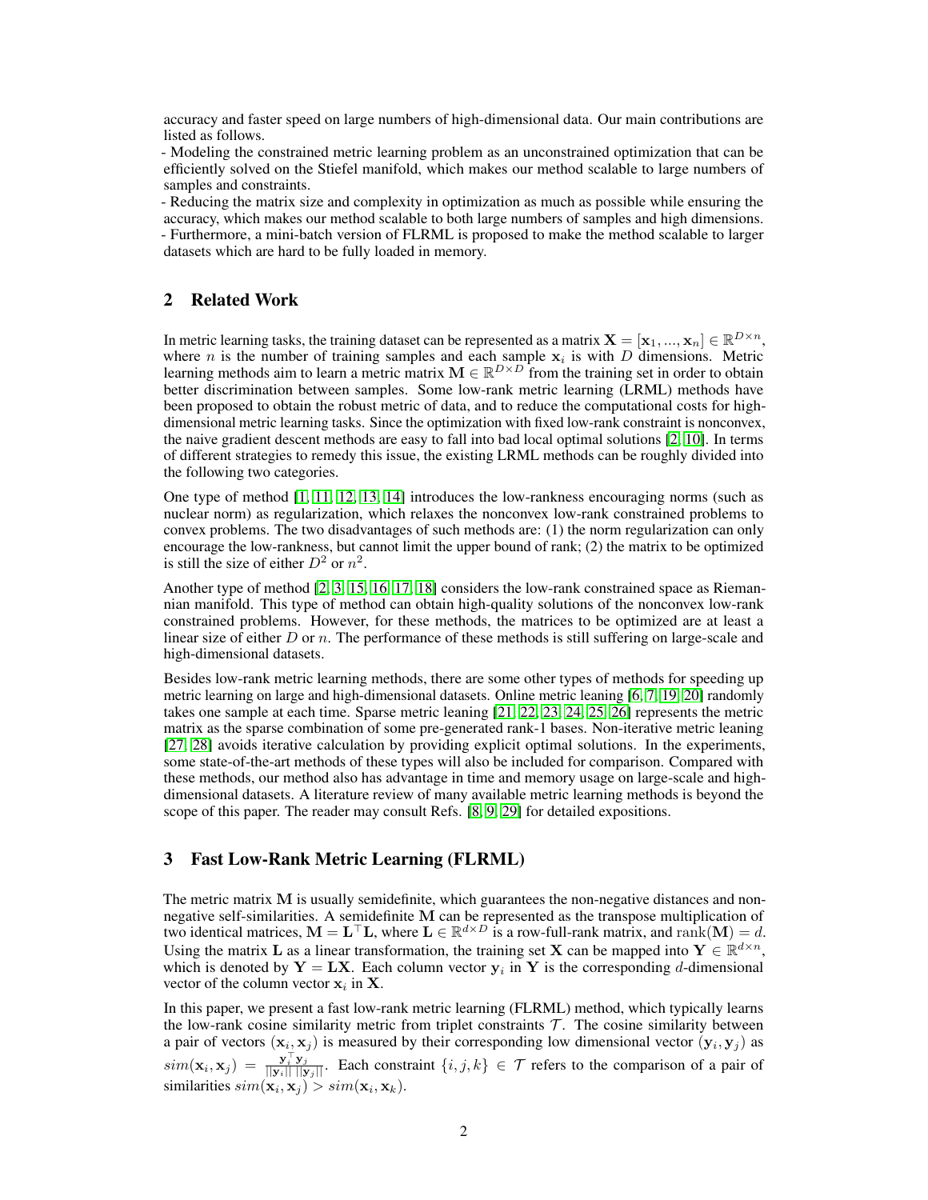accuracy and faster speed on large numbers of high-dimensional data. Our main contributions are listed as follows.

- Modeling the constrained metric learning problem as an unconstrained optimization that can be efficiently solved on the Stiefel manifold, which makes our method scalable to large numbers of samples and constraints.
- Reducing the matrix size and complexity in optimization as much as possible while ensuring the accuracy, which makes our method scalable to both large numbers of samples and high dimensions.
- Furthermore, a mini-batch version of FLRML is proposed to make the method scalable to larger datasets which are hard to be fully loaded in memory.

## 2 Related Work

In metric learning tasks, the training dataset can be represented as a matrix $\mathbf{X} = [\mathbf{x}_1, ..., \mathbf{x}_n] \in \mathbb{R}^{D \times n}$, where $n$ is the number of training samples and each sample $\mathbf{x}_i$ is with $D$ dimensions. Metric learning methods aim to learn a metric matrix $\mathbf{M} \in \mathbb{R}^{D \times D}$ from the training set in order to obtain better discrimination between samples. Some low-rank metric learning (LRML) methods have been proposed to obtain the robust metric of data, and to reduce the computational costs for high-dimensional metric learning tasks. Since the optimization with fixed low-rank constraint is nonconvex, the naive gradient descent methods are easy to fall into bad local optimal solutions [2, 10]. In terms of different strategies to remedy this issue, the existing LRML methods can be roughly divided into the following two categories.

One type of method [1, 11, 12, 13, 14] introduces the low-rankness encouraging norms (such as nuclear norm) as regularization, which relaxes the nonconvex low-rank constrained problems to convex problems. The two disadvantages of such methods are: (1) the norm regularization can only encourage the low-rankness, but cannot limit the upper bound of rank; (2) the matrix to be optimized is still the size of either $D^2$ or $n^2$.

Another type of method [2, 3, 15, 16, 17, 18] considers the low-rank constrained space as Riemannian manifold. This type of method can obtain high-quality solutions of the nonconvex low-rank constrained problems. However, for these methods, the matrices to be optimized are at least a linear size of either $D$ or $n$. The performance of these methods is still suffering on large-scale and high-dimensional datasets.

Besides low-rank metric learning methods, there are some other types of methods for speeding up metric learning on large and high-dimensional datasets. Online metric leaning [6, 7, 19, 20] randomly takes one sample at each time. Sparse metric leaning [21, 22, 23, 24, 25, 26] represents the metric matrix as the sparse combination of some pre-generated rank-1 bases. Non-iterative metric leaning [27, 28] avoids iterative calculation by providing explicit optimal solutions. In the experiments, some state-of-the-art methods of these types will also be included for comparison. Compared with these methods, our method also has advantage in time and memory usage on large-scale and high-dimensional datasets. A literature review of many available metric learning methods is beyond the scope of this paper. The reader may consult Refs. [8, 9, 29] for detailed expositions.

## 3 Fast Low-Rank Metric Learning (FLRML)

The metric matrix $\mathbf{M}$ is usually semidefinite, which guarantees the non-negative distances and non-negative self-similarities. A semidefinite $\mathbf{M}$ can be represented as the transpose multiplication of two identical matrices, $\mathbf{M} = \mathbf{L}^\top \mathbf{L}$, where $\mathbf{L} \in \mathbb{R}^{d \times D}$ is a row-full-rank matrix, and $\mathrm{rank}(\mathbf{M}) = d$. Using the matrix $\mathbf{L}$ as a linear transformation, the training set $\mathbf{X}$ can be mapped into $\mathbf{Y} \in \mathbb{R}^{d \times n}$, which is denoted by $\mathbf{Y} = \mathbf{L}\mathbf{X}$. Each column vector $\mathbf{y}_i$ in $\mathbf{Y}$ is the corresponding $d$-dimensional vector of the column vector $\mathbf{x}_i$ in $\mathbf{X}$.

In this paper, we present a fast low-rank metric learning (FLRML) method, which typically learns the low-rank cosine similarity metric from triplet constraints $\mathcal{T}$. The cosine similarity between a pair of vectors $(\mathbf{x}_i, \mathbf{x}_j)$ is measured by their corresponding low dimensional vector $(\mathbf{y}_i, \mathbf{y}_j)$ as $sim(\mathbf{x}_i, \mathbf{x}_j) = \frac{\mathbf{y}_i^\top \mathbf{y}_j}{||\mathbf{y}_i|| \, ||\mathbf{y}_j||}$. Each constraint $\{i, j, k\} \in \mathcal{T}$ refers to the comparison of a pair of similarities $sim(\mathbf{x}_i, \mathbf{x}_j) > sim(\mathbf{x}_i, \mathbf{x}_k)$.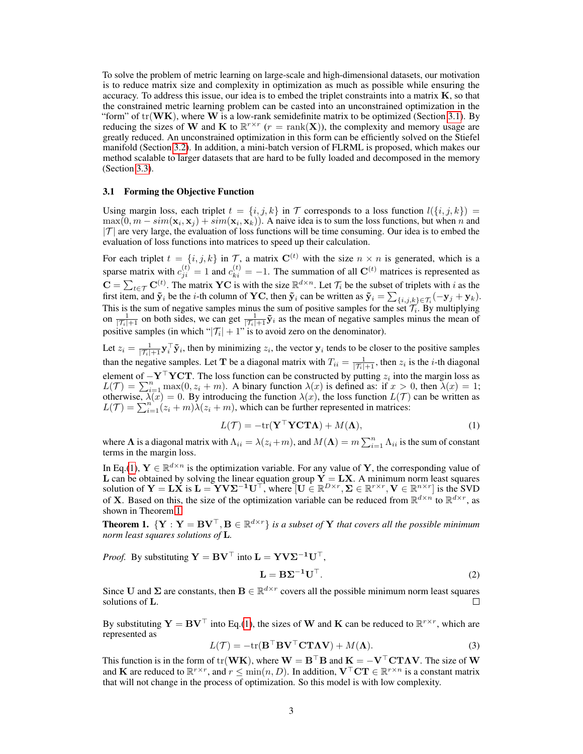To solve the problem of metric learning on large-scale and high-dimensional datasets, our motivation is to reduce matrix size and complexity in optimization as much as possible while ensuring the accuracy. To address this issue, our idea is to embed the triplet constraints into a matrix $\mathbf{K}$, so that the constrained metric learning problem can be casted into an unconstrained optimization in the "form" of $\mathrm{tr}(\mathbf{WK})$, where $\mathbf{W}$ is a low-rank semidefinite matrix to be optimized (Section 3.1). By reducing the sizes of $\mathbf{W}$ and $\mathbf{K}$ to $\mathbb{R}^{r \times r}$ ($r = \mathrm{rank}(\mathbf{X})$), the complexity and memory usage are greatly reduced. An unconstrained optimization in this form can be efficiently solved on the Stiefel manifold (Section 3.2). In addition, a mini-batch version of FLRML is proposed, which makes our method scalable to larger datasets that are hard to be fully loaded and decomposed in the memory (Section 3.3).

### 3.1 Forming the Objective Function

Using margin loss, each triplet $t = \{i, j, k\}$ in $\mathcal{T}$ corresponds to a loss function $l(\{i, j, k\}) = \max(0, m - sim(\mathbf{x}_i, \mathbf{x}_j) + sim(\mathbf{x}_i, \mathbf{x}_k))$. A naive idea is to sum the loss functions, but when $n$ and $|\mathcal{T}|$ are very large, the evaluation of loss functions will be time consuming. Our idea is to embed the evaluation of loss functions into matrices to speed up their calculation.

For each triplet $t = \{i, j, k\}$ in $\mathcal{T}$, a matrix $\mathbf{C}^{(t)}$ with the size $n \times n$ is generated, which is a sparse matrix with $c_{ji}^{(t)} = 1$ and $c_{ki}^{(t)} = -1$. The summation of all $\mathbf{C}^{(t)}$ matrices is represented as $\mathbf{C} = \sum_{t \in \mathcal{T}} \mathbf{C}^{(t)}$. The matrix $\mathbf{YC}$ is with the size $\mathbb{R}^{d \times n}$. Let $\mathcal{T}_i$ be the subset of triplets with $i$ as the first item, and $\tilde{\mathbf{y}}_i$ be the $i$-th column of $\mathbf{YC}$, then $\tilde{\mathbf{y}}_i$ can be written as $\tilde{\mathbf{y}}_i = \sum_{\{i,j,k\} \in \mathcal{T}_i} (-\mathbf{y}_j + \mathbf{y}_k)$. This is the sum of negative samples minus the sum of positive samples for the set $\mathcal{T}_i$. By multiplying on $\frac{1}{|\mathcal{T}_i|+1}$ on both sides, we can get $\frac{1}{|\mathcal{T}_i|+1}\tilde{\mathbf{y}}_i$ as the mean of negative samples minus the mean of positive samples (in which "$|\mathcal{T}_i| + 1$" is to avoid zero on the denominator).

Let $z_i = \frac{1}{|\mathcal{T}_i|+1}\mathbf{y}_i^\top \tilde{\mathbf{y}}_i$, then by minimizing $z_i$, the vector $\mathbf{y}_i$ tends to be closer to the positive samples than the negative samples. Let $\mathbf{T}$ be a diagonal matrix with $T_{ii} = \frac{1}{|\mathcal{T}_i|+1}$, then $z_i$ is the $i$-th diagonal element of $-\mathbf{Y}^\top \mathbf{YCT}$. The loss function can be constructed by putting $z_i$ into the margin loss as $L(\mathcal{T}) = \sum_{i=1}^n \max(0, z_i + m)$. A binary function $\lambda(x)$ is defined as: if $x > 0$, then $\lambda(x) = 1$; otherwise, $\lambda(x) = 0$. By introducing the function $\lambda(x)$, the loss function $L(\mathcal{T})$ can be written as $L(\mathcal{T}) = \sum_{i=1}^n (z_i + m)\lambda(z_i + m)$, which can be further represented in matrices:

$$L(\mathcal{T}) = -\mathrm{tr}(\mathbf{Y}^\top \mathbf{YCT\Lambda}) + M(\mathbf{\Lambda}), \tag{1}$$

where $\mathbf{\Lambda}$ is a diagonal matrix with $\Lambda_{ii} = \lambda(z_i + m)$, and $M(\mathbf{\Lambda}) = m \sum_{i=1}^n \Lambda_{ii}$ is the sum of constant terms in the margin loss.

In Eq.(1), $\mathbf{Y} \in \mathbb{R}^{d \times n}$ is the optimization variable. For any value of $\mathbf{Y}$, the corresponding value of $\mathbf{L}$ can be obtained by solving the linear equation group $\mathbf{Y} = \mathbf{LX}$. A minimum norm least squares solution of $\mathbf{Y} = \mathbf{LX}$ is $\mathbf{L} = \mathbf{YV\Sigma^{-1}U}^\top$, where $[\mathbf{U} \in \mathbb{R}^{D \times r}, \mathbf{\Sigma} \in \mathbb{R}^{r \times r}, \mathbf{V} \in \mathbb{R}^{n \times r}]$ is the SVD of $\mathbf{X}$. Based on this, the size of the optimization variable can be reduced from $\mathbb{R}^{d \times n}$ to $\mathbb{R}^{d \times r}$, as shown in Theorem 1.

**Theorem 1.** *$\{\mathbf{Y} : \mathbf{Y} = \mathbf{BV}^\top, \mathbf{B} \in \mathbb{R}^{d \times r}\}$ is a subset of $\mathbf{Y}$ that covers all the possible minimum norm least squares solutions of $\mathbf{L}$.*

*Proof.* By substituting $\mathbf{Y} = \mathbf{BV}^\top$ into $\mathbf{L} = \mathbf{YV\Sigma^{-1}U}^\top$,

$$\mathbf{L} = \mathbf{B\Sigma^{-1}U}^\top. \tag{2}$$

Since $\mathbf{U}$ and $\mathbf{\Sigma}$ are constants, then $\mathbf{B} \in \mathbb{R}^{d \times r}$ covers all the possible minimum norm least squares solutions of $\mathbf{L}$. ∎

By substituting $\mathbf{Y} = \mathbf{BV}^\top$ into Eq.(1), the sizes of $\mathbf{W}$ and $\mathbf{K}$ can be reduced to $\mathbb{R}^{r \times r}$, which are represented as

$$L(\mathcal{T}) = -\mathrm{tr}(\mathbf{B}^\top \mathbf{BV}^\top \mathbf{CT\Lambda V}) + M(\mathbf{\Lambda}). \tag{3}$$

This function is in the form of $\mathrm{tr}(\mathbf{WK})$, where $\mathbf{W} = \mathbf{B}^\top \mathbf{B}$ and $\mathbf{K} = -\mathbf{V}^\top \mathbf{CT\Lambda V}$. The size of $\mathbf{W}$ and $\mathbf{K}$ are reduced to $\mathbb{R}^{r \times r}$, and $r \leq \min(n, D)$. In addition, $\mathbf{V}^\top \mathbf{CT} \in \mathbb{R}^{r \times n}$ is a constant matrix that will not change in the process of optimization. So this model is with low complexity.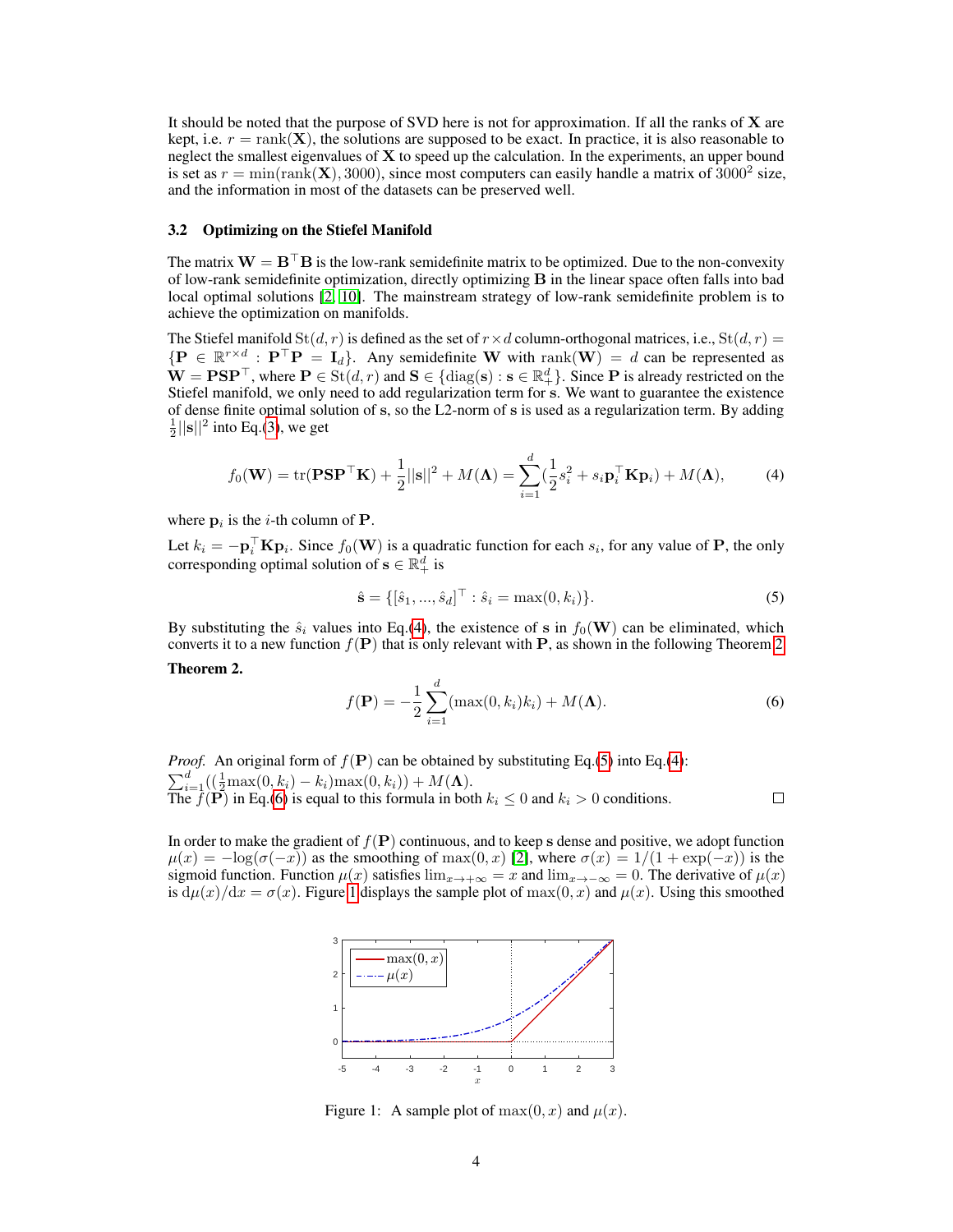It should be noted that the purpose of SVD here is not for approximation. If all the ranks of $\mathbf{X}$ are kept, i.e. $r = \text{rank}(\mathbf{X})$, the solutions are supposed to be exact. In practice, it is also reasonable to neglect the smallest eigenvalues of $\mathbf{X}$ to speed up the calculation. In the experiments, an upper bound is set as $r = \min(\text{rank}(\mathbf{X}), 3000)$, since most computers can easily handle a matrix of $3000^2$ size, and the information in most of the datasets can be preserved well.

### 3.2 Optimizing on the Stiefel Manifold

The matrix $\mathbf{W} = \mathbf{B}^\top \mathbf{B}$ is the low-rank semidefinite matrix to be optimized. Due to the non-convexity of low-rank semidefinite optimization, directly optimizing $\mathbf{B}$ in the linear space often falls into bad local optimal solutions [2, 10]. The mainstream strategy of low-rank semidefinite problem is to achieve the optimization on manifolds.

The Stiefel manifold $\text{St}(d, r)$ is defined as the set of $r \times d$ column-orthogonal matrices, i.e., $\text{St}(d, r) = \{\mathbf{P} \in \mathbb{R}^{r \times d} : \mathbf{P}^\top \mathbf{P} = \mathbf{I}_d\}$. Any semidefinite $\mathbf{W}$ with $\text{rank}(\mathbf{W}) = d$ can be represented as $\mathbf{W} = \mathbf{P}\mathbf{S}\mathbf{P}^\top$, where $\mathbf{P} \in \text{St}(d, r)$ and $\mathbf{S} \in \{\text{diag}(\mathbf{s}) : \mathbf{s} \in \mathbb{R}_+^d\}$. Since $\mathbf{P}$ is already restricted on the Stiefel manifold, we only need to add regularization term for $\mathbf{s}$. We want to guarantee the existence of dense finite optimal solution of $\mathbf{s}$, so the L2-norm of $\mathbf{s}$ is used as a regularization term. By adding $\frac{1}{2}||\mathbf{s}||^2$ into Eq.(3), we get

$$f_0(\mathbf{W}) = \text{tr}(\mathbf{P}\mathbf{S}\mathbf{P}^\top \mathbf{K}) + \frac{1}{2}||\mathbf{s}||^2 + M(\mathbf{\Lambda}) = \sum_{i=1}^{d} (\frac{1}{2} s_i^2 + s_i \mathbf{p}_i^\top \mathbf{K} \mathbf{p}_i) + M(\mathbf{\Lambda}), \tag{4}$$

where $\mathbf{p}_i$ is the $i$-th column of $\mathbf{P}$.

Let $k_i = -\mathbf{p}_i^\top \mathbf{K} \mathbf{p}_i$. Since $f_0(\mathbf{W})$ is a quadratic function for each $s_i$, for any value of $\mathbf{P}$, the only corresponding optimal solution of $\mathbf{s} \in \mathbb{R}_+^d$ is

$$\hat{\mathbf{s}} = \{[\hat{s}_1, ..., \hat{s}_d]^\top : \hat{s}_i = \max(0, k_i)\}. \tag{5}$$

By substituting the $\hat{s}_i$ values into Eq.(4), the existence of $\mathbf{s}$ in $f_0(\mathbf{W})$ can be eliminated, which converts it to a new function $f(\mathbf{P})$ that is only relevant with $\mathbf{P}$, as shown in the following Theorem 2.

**Theorem 2.**

$$f(\mathbf{P}) = -\frac{1}{2} \sum_{i=1}^{d} (\max(0, k_i) k_i) + M(\mathbf{\Lambda}). \tag{6}$$

*Proof.* An original form of $f(\mathbf{P})$ can be obtained by substituting Eq.(5) into Eq.(4): $\sum_{i=1}^{d} ((\frac{1}{2}\max(0, k_i) - k_i)\max(0, k_i)) + M(\mathbf{\Lambda})$.
The $f(\mathbf{P})$ in Eq.(6) is equal to this formula in both $k_i \leq 0$ and $k_i > 0$ conditions. □

In order to make the gradient of $f(\mathbf{P})$ continuous, and to keep $\mathbf{s}$ dense and positive, we adopt function $\mu(x) = -\log(\sigma(-x))$ as the smoothing of $\max(0, x)$ [2], where $\sigma(x) = 1/(1 + \exp(-x))$ is the sigmoid function. Function $\mu(x)$ satisfies $\lim_{x \to +\infty} = x$ and $\lim_{x \to -\infty} = 0$. The derivative of $\mu(x)$ is $\mathrm{d}\mu(x)/\mathrm{d}x = \sigma(x)$. Figure 1 displays the sample plot of $\max(0, x)$ and $\mu(x)$. Using this smoothed

Figure 1: A sample plot of $\max(0, x)$ and $\mu(x)$.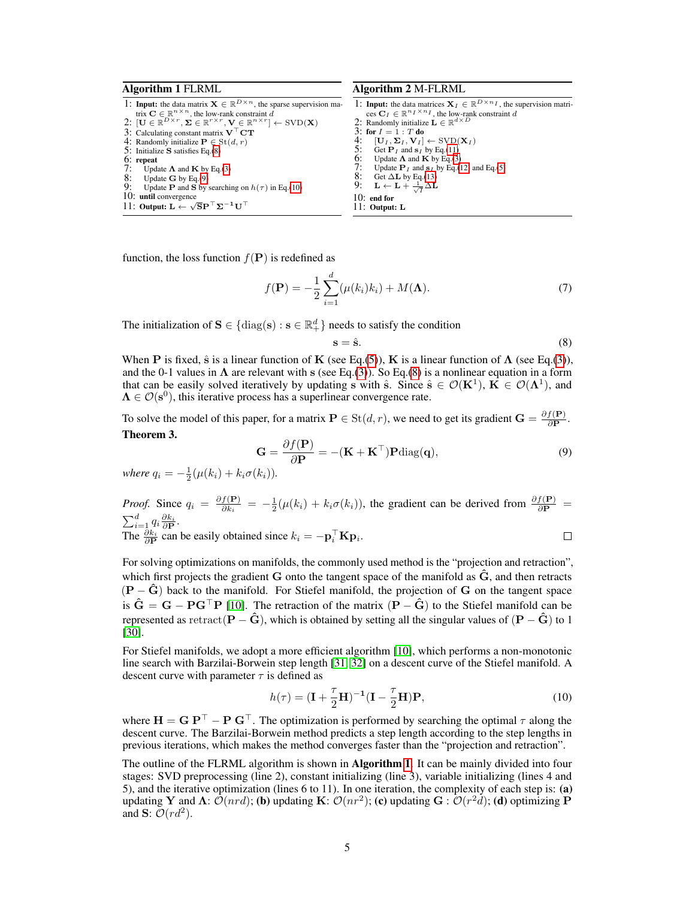**Algorithm 1** FLRML

1: **Input:** the data matrix $\mathbf{X} \in \mathbb{R}^{D \times n}$, the sparse supervision matrix $\mathbf{C} \in \mathbb{R}^{n \times n}$, the low-rank constraint $d$
2: $[\mathbf{U} \in \mathbb{R}^{D \times r}, \mathbf{\Sigma} \in \mathbb{R}^{r \times r}, \mathbf{V} \in \mathbb{R}^{n \times r}] \leftarrow \mathrm{SVD}(\mathbf{X})$
3: Calculating constant matrix $\mathbf{V}^\top \mathbf{C}\mathbf{T}$
4: Randomly initialize $\mathbf{P} \in \mathrm{St}(d, r)$
5: Initialize $\mathbf{S}$ satisfies Eq.(8)
6: **repeat**
7: Update $\mathbf{\Lambda}$ and $\mathbf{K}$ by Eq.(3)
8: Update $\mathbf{G}$ by Eq.(9)
9: Update $\mathbf{P}$ and $\mathbf{S}$ by searching on $h(\tau)$ in Eq.(10)
10: **until** convergence
11: **Output:** $\mathbf{L} \leftarrow \sqrt{\mathbf{S}}\mathbf{P}^\top \mathbf{\Sigma}^{-1} \mathbf{U}^\top$

**Algorithm 2** M-FLRML

1: **Input:** the data matrices $\mathbf{X}_I \in \mathbb{R}^{D \times n_I}$, the supervision matrices $\mathbf{C}_I \in \mathbb{R}^{n_I \times n_I}$, the low-rank constraint $d$
2: Randomly initialize $\mathbf{L} \in \mathbb{R}^{d \times D}$
3: **for** $I = 1 : T$ **do**
4: $[\mathbf{U}_I, \mathbf{\Sigma}_I, \mathbf{V}_I] \leftarrow \mathrm{SVD}(\mathbf{X}_I)$
5: Get $\mathbf{P}_I$ and $\mathbf{s}_I$ by Eq.(11)
6: Update $\mathbf{\Lambda}$ and $\mathbf{K}$ by Eq.(3)
7: Update $\mathbf{P}_I$ and $\mathbf{s}_I$ by Eq.(12) and Eq.(5)
8: Get $\Delta \mathbf{L}$ by Eq.(13)
9: $\mathbf{L} \leftarrow \mathbf{L} + \frac{1}{\sqrt{I}} \Delta \mathbf{L}$
10: **end for**
11: **Output:** $\mathbf{L}$

function, the loss function $f(\mathbf{P})$ is redefined as

$$f(\mathbf{P}) = -\frac{1}{2}\sum_{i=1}^{d}(\mu(k_i)k_i) + M(\mathbf{\Lambda}). \tag{7}$$

The initialization of $\mathbf{S} \in \{\mathrm{diag}(\mathbf{s}) : \mathbf{s} \in \mathbb{R}^d_+\}$ needs to satisfy the condition

$$\mathbf{s} = \hat{\mathbf{s}}. \tag{8}$$

When $\mathbf{P}$ is fixed, $\hat{\mathbf{s}}$ is a linear function of $\mathbf{K}$ (see Eq.(5)), $\mathbf{K}$ is a linear function of $\mathbf{\Lambda}$ (see Eq.(3)), and the 0-1 values in $\mathbf{\Lambda}$ are relevant with $\mathbf{s}$ (see Eq.(3)). So Eq.(8) is a nonlinear equation in a form that can be easily solved iteratively by updating $\mathbf{s}$ with $\hat{\mathbf{s}}$. Since $\hat{\mathbf{s}} \in \mathcal{O}(\mathbf{K}^1)$, $\mathbf{K} \in \mathcal{O}(\mathbf{\Lambda}^1)$, and $\mathbf{\Lambda} \in \mathcal{O}(\mathbf{s}^0)$, this iterative process has a superlinear convergence rate.

To solve the model of this paper, for a matrix $\mathbf{P} \in \mathrm{St}(d, r)$, we need to get its gradient $\mathbf{G} = \frac{\partial f(\mathbf{P})}{\partial \mathbf{P}}$.

**Theorem 3.**

$$\mathbf{G} = \frac{\partial f(\mathbf{P})}{\partial \mathbf{P}} = -(\mathbf{K} + \mathbf{K}^\top)\mathbf{P}\mathrm{diag}(\mathbf{q}), \tag{9}$$

*where* $q_i = -\frac{1}{2}(\mu(k_i) + k_i\sigma(k_i))$.

*Proof.* Since $q_i = \frac{\partial f(\mathbf{P})}{\partial k_i} = -\frac{1}{2}(\mu(k_i) + k_i\sigma(k_i))$, the gradient can be derived from $\frac{\partial f(\mathbf{P})}{\partial \mathbf{P}} = \sum_{i=1}^{d} q_i \frac{\partial k_i}{\partial \mathbf{P}}$.
The $\frac{\partial k_i}{\partial \mathbf{P}}$ can be easily obtained since $k_i = -\mathbf{p}_i^\top \mathbf{K}\mathbf{p}_i$. □

For solving optimizations on manifolds, the commonly used method is the "projection and retraction", which first projects the gradient $\mathbf{G}$ onto the tangent space of the manifold as $\hat{\mathbf{G}}$, and then retracts $(\mathbf{P} - \hat{\mathbf{G}})$ back to the manifold. For Stiefel manifold, the projection of $\mathbf{G}$ on the tangent space is $\hat{\mathbf{G}} = \mathbf{G} - \mathbf{P}\mathbf{G}^\top\mathbf{P}$ [10]. The retraction of the matrix $(\mathbf{P} - \hat{\mathbf{G}})$ to the Stiefel manifold can be represented as $\mathrm{retract}(\mathbf{P} - \hat{\mathbf{G}})$, which is obtained by setting all the singular values of $(\mathbf{P} - \hat{\mathbf{G}})$ to 1 [30].

For Stiefel manifolds, we adopt a more efficient algorithm [10], which performs a non-monotonic line search with Barzilai-Borwein step length [31, 32] on a descent curve of the Stiefel manifold. A descent curve with parameter $\tau$ is defined as

$$h(\tau) = (\mathbf{I} + \frac{\tau}{2}\mathbf{H})^{-1}(\mathbf{I} - \frac{\tau}{2}\mathbf{H})\mathbf{P}, \tag{10}$$

where $\mathbf{H} = \mathbf{G}\,\mathbf{P}^\top - \mathbf{P}\,\mathbf{G}^\top$. The optimization is performed by searching the optimal $\tau$ along the descent curve. The Barzilai-Borwein method predicts a step length according to the step lengths in previous iterations, which makes the method converges faster than the "projection and retraction".

The outline of the FLRML algorithm is shown in **Algorithm 1**. It can be mainly divided into four stages: SVD preprocessing (line 2), constant initializing (line 3), variable initializing (lines 4 and 5), and the iterative optimization (lines 6 to 11). In one iteration, the complexity of each step is: **(a)** updating $\mathbf{Y}$ and $\mathbf{\Lambda}$: $\mathcal{O}(nrd)$; **(b)** updating $\mathbf{K}$: $\mathcal{O}(nr^2)$; **(c)** updating $\mathbf{G}$ : $\mathcal{O}(r^2d)$; **(d)** optimizing $\mathbf{P}$ and $\mathbf{S}$: $\mathcal{O}(rd^2)$.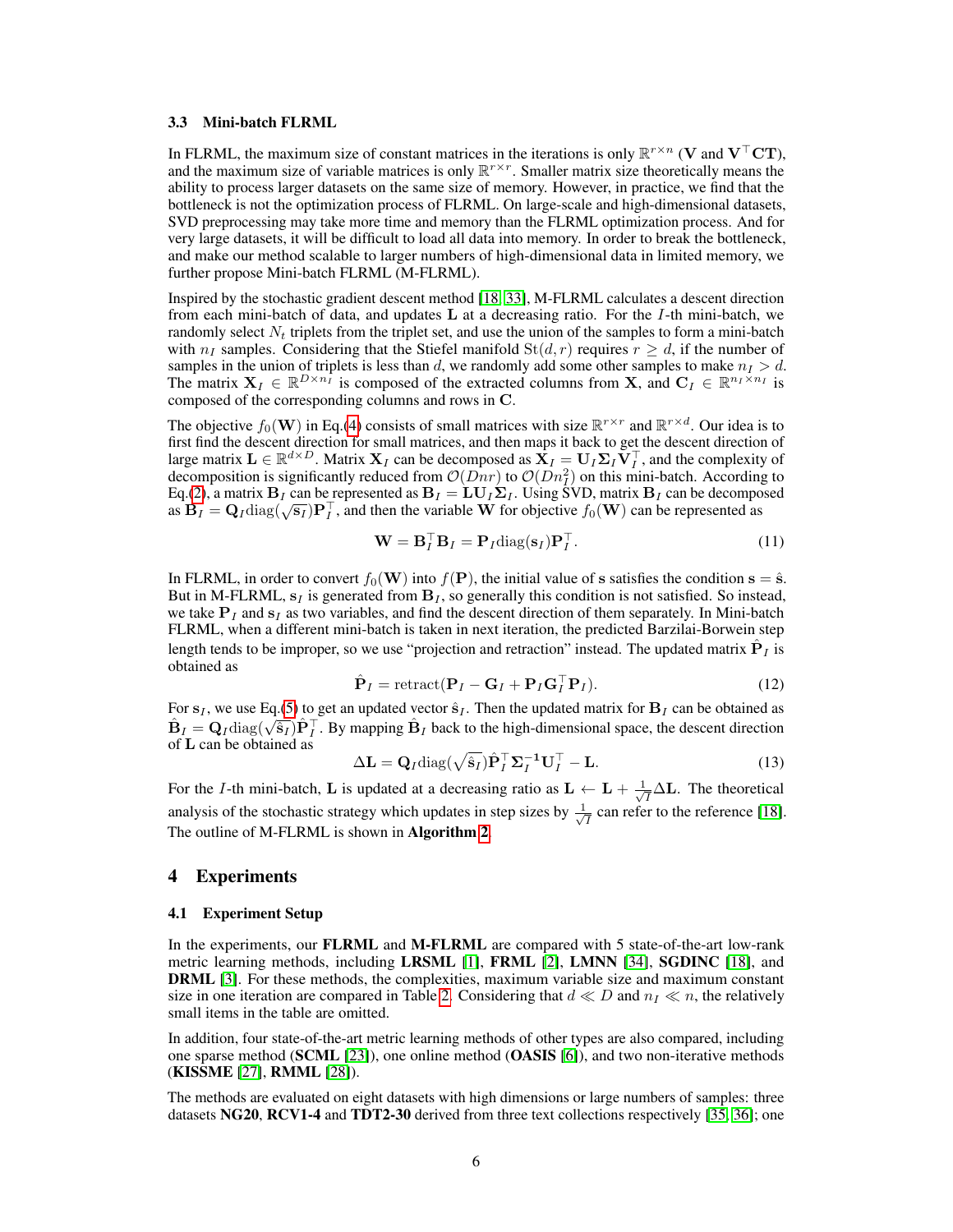### 3.3 Mini-batch FLRML

In FLRML, the maximum size of constant matrices in the iterations is only $\mathbb{R}^{r\times n}$ ($\mathbf{V}$ and $\mathbf{V}^\top\mathbf{CT}$), and the maximum size of variable matrices is only $\mathbb{R}^{r\times r}$. Smaller matrix size theoretically means the ability to process larger datasets on the same size of memory. However, in practice, we find that the bottleneck is not the optimization process of FLRML. On large-scale and high-dimensional datasets, SVD preprocessing may take more time and memory than the FLRML optimization process. And for very large datasets, it will be difficult to load all data into memory. In order to break the bottleneck, and make our method scalable to larger numbers of high-dimensional data in limited memory, we further propose Mini-batch FLRML (M-FLRML).

Inspired by the stochastic gradient descent method [18, 33], M-FLRML calculates a descent direction from each mini-batch of data, and updates $\mathbf{L}$ at a decreasing ratio. For the $I$-th mini-batch, we randomly select $N_t$ triplets from the triplet set, and use the union of the samples to form a mini-batch with $n_I$ samples. Considering that the Stiefel manifold $\mathrm{St}(d,r)$ requires $r \geq d$, if the number of samples in the union of triplets is less than $d$, we randomly add some other samples to make $n_I > d$. The matrix $\mathbf{X}_I \in \mathbb{R}^{D\times n_I}$ is composed of the extracted columns from $\mathbf{X}$, and $\mathbf{C}_I \in \mathbb{R}^{n_I\times n_I}$ is composed of the corresponding columns and rows in $\mathbf{C}$.

The objective $f_0(\mathbf{W})$ in Eq.(4) consists of small matrices with size $\mathbb{R}^{r\times r}$ and $\mathbb{R}^{r\times d}$. Our idea is to first find the descent direction for small matrices, and then maps it back to get the descent direction of large matrix $\mathbf{L} \in \mathbb{R}^{d\times D}$. Matrix $\mathbf{X}_I$ can be decomposed as $\mathbf{X}_I = \mathbf{U}_I\mathbf{\Sigma}_I\mathbf{V}_I^\top$, and the complexity of decomposition is significantly reduced from $\mathcal{O}(Dnr)$ to $\mathcal{O}(Dn_I^2)$ on this mini-batch. According to Eq.(2), a matrix $\mathbf{B}_I$ can be represented as $\mathbf{B}_I = \mathbf{L}\mathbf{U}_I\mathbf{\Sigma}_I$. Using SVD, matrix $\mathbf{B}_I$ can be decomposed as $\mathbf{B}_I = \mathbf{Q}_I\mathrm{diag}(\sqrt{\mathbf{s}_I})\mathbf{P}_I^\top$, and then the variable $\mathbf{W}$ for objective $f_0(\mathbf{W})$ can be represented as

$$\mathbf{W} = \mathbf{B}_I^\top\mathbf{B}_I = \mathbf{P}_I\mathrm{diag}(\mathbf{s}_I)\mathbf{P}_I^\top. \tag{11}$$

In FLRML, in order to convert $f_0(\mathbf{W})$ into $f(\mathbf{P})$, the initial value of $\mathbf{s}$ satisfies the condition $\mathbf{s} = \hat{\mathbf{s}}$. But in M-FLRML, $\mathbf{s}_I$ is generated from $\mathbf{B}_I$, so generally this condition is not satisfied. So instead, we take $\mathbf{P}_I$ and $\mathbf{s}_I$ as two variables, and find the descent direction of them separately. In Mini-batch FLRML, when a different mini-batch is taken in next iteration, the predicted Barzilai-Borwein step length tends to be improper, so we use "projection and retraction" instead. The updated matrix $\hat{\mathbf{P}}_I$ is obtained as

$$\hat{\mathbf{P}}_I = \mathrm{retract}(\mathbf{P}_I - \mathbf{G}_I + \mathbf{P}_I\mathbf{G}_I^\top\mathbf{P}_I). \tag{12}$$

For $\mathbf{s}_I$, we use Eq.(5) to get an updated vector $\hat{\mathbf{s}}_I$. Then the updated matrix for $\mathbf{B}_I$ can be obtained as $\hat{\mathbf{B}}_I = \mathbf{Q}_I\mathrm{diag}(\sqrt{\hat{\mathbf{s}}_I})\hat{\mathbf{P}}_I^\top$. By mapping $\hat{\mathbf{B}}_I$ back to the high-dimensional space, the descent direction of $\mathbf{L}$ can be obtained as

$$\Delta\mathbf{L} = \mathbf{Q}_I\mathrm{diag}(\sqrt{\hat{\mathbf{s}}_I})\hat{\mathbf{P}}_I^\top\mathbf{\Sigma}_I^{-1}\mathbf{U}_I^\top - \mathbf{L}. \tag{13}$$

For the $I$-th mini-batch, $\mathbf{L}$ is updated at a decreasing ratio as $\mathbf{L} \leftarrow \mathbf{L} + \frac{1}{\sqrt{I}}\Delta\mathbf{L}$. The theoretical analysis of the stochastic strategy which updates in step sizes by $\frac{1}{\sqrt{I}}$ can refer to the reference [18]. The outline of M-FLRML is shown in **Algorithm 2**.

## 4 Experiments

### 4.1 Experiment Setup

In the experiments, our **FLRML** and **M-FLRML** are compared with 5 state-of-the-art low-rank metric learning methods, including **LRSML** [1], **FRML** [2], **LMNN** [34], **SGDINC** [18], and **DRML** [3]. For these methods, the complexities, maximum variable size and maximum constant size in one iteration are compared in Table 2. Considering that $d \ll D$ and $n_I \ll n$, the relatively small items in the table are omitted.

In addition, four state-of-the-art metric learning methods of other types are also compared, including one sparse method (**SCML** [23]), one online method (**OASIS** [6]), and two non-iterative methods (**KISSME** [27], **RMML** [28]).

The methods are evaluated on eight datasets with high dimensions or large numbers of samples: three datasets **NG20**, **RCV1-4** and **TDT2-30** derived from three text collections respectively [35, 36]; one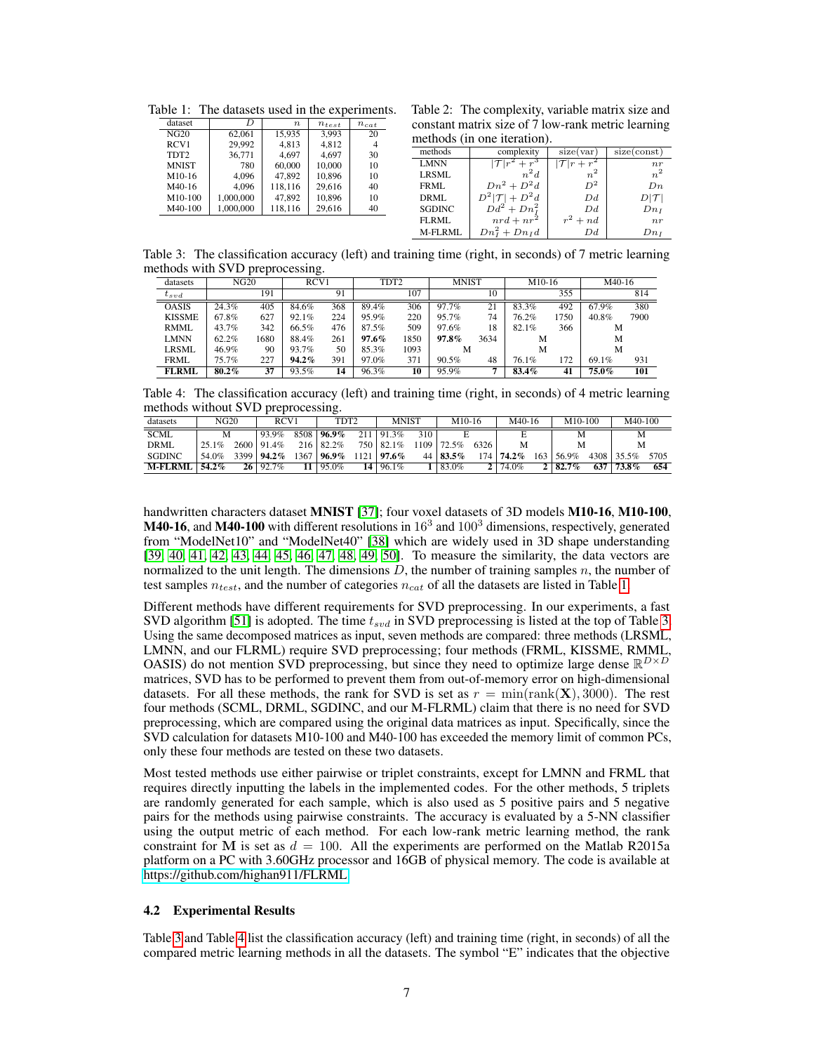Table 1: The datasets used in the experiments.

| dataset | $D$ | $n$ | $n_{test}$ | $n_{cat}$ |
|---|---|---|---|---|
| NG20 | 62,061 | 15,935 | 3,993 | 20 |
| RCV1 | 29,992 | 4,813 | 4,812 | 4 |
| TDT2 | 36,771 | 4,697 | 4,697 | 30 |
| MNIST | 780 | 60,000 | 10,000 | 10 |
| M10-16 | 4,096 | 47,892 | 10,896 | 10 |
| M40-16 | 4,096 | 118,116 | 29,616 | 40 |
| M10-100 | 1,000,000 | 47,892 | 10,896 | 10 |
| M40-100 | 1,000,000 | 118,116 | 29,616 | 40 |

Table 2: The complexity, variable matrix size and constant matrix size of 7 low-rank metric learning methods (in one iteration).

| methods | complexity | size(var) | size(const) |
|---|---|---|---|
| LMNN | $\|\mathcal{T}\|r^2 + r^3$ | $\|\mathcal{T}\|r + r^2$ | $nr$ |
| LRSML | $n^2d$ | $n^2$ | $n^2$ |
| FRML | $Dn^2 + D^2d$ | $D^2$ | $Dn$ |
| DRML | $D^2\|\mathcal{T}\| + D^2d$ | $Dd$ | $D\|\mathcal{T}\|$ |
| SGDINC | $Dd^2 + Dn_I^2$ | $Dd$ | $Dn_I$ |
| FLRML | $nrd + nr^2$ | $r^2 + nd$ | $nr$ |
| M-FLRML | $Dn_I^2 + Dn_Id$ | $Dd$ | $Dn_I$ |

Table 3: The classification accuracy (left) and training time (right, in seconds) of 7 metric learning methods with SVD preprocessing.

| datasets | NG20 | | RCV1 | | TDT2 | | MNIST | | M10-16 | | M40-16 | |
|---|---|---|---|---|---|---|---|---|---|---|---|---|
| $t_{svd}$ | | 191 | | 91 | | 107 | | 10 | | 355 | | 814 |
| OASIS | 24.3% | 405 | 84.6% | 368 | 89.4% | 306 | 97.7% | 21 | 83.3% | 492 | 67.9% | 380 |
| KISSME | 67.8% | 627 | 92.1% | 224 | 95.9% | 220 | 95.7% | 74 | 76.2% | 1750 | 40.8% | 7900 |
| RMML | 43.7% | 342 | 66.5% | 476 | 87.5% | 509 | 97.6% | 18 | 82.1% | 366 | M | |
| LMNN | 62.2% | 1680 | 88.4% | 261 | **97.6%** | 1850 | **97.8%** | 3634 | M | | M | |
| LRSML | 46.9% | 90 | 93.7% | 50 | 85.3% | 1093 | M | | M | | M | |
| FRML | 75.7% | 227 | **94.2%** | 391 | 97.0% | 371 | 90.5% | 48 | 76.1% | 172 | 69.1% | 931 |
| **FLRML** | **80.2%** | **37** | 93.5% | **14** | 96.3% | **10** | 95.9% | **7** | **83.4%** | **41** | **75.0%** | **101** |

Table 4: The classification accuracy (left) and training time (right, in seconds) of 4 metric learning methods without SVD preprocessing.

| datasets | NG20 | | RCV1 | | TDT2 | | MNIST | | M10-16 | | M40-16 | | M10-100 | | M40-100 | |
|---|---|---|---|---|---|---|---|---|---|---|---|---|---|---|---|---|
| SCML | M | | 93.9% | 8508 | **96.9%** | 211 | 91.3% | 310 | E | | E | | M | | M | |
| DRML | 25.1% | 2600 | 91.4% | 216 | 82.2% | 750 | 82.1% | 1109 | 72.5% | 6326 | M | | M | | M | |
| SGDINC | 54.0% | 3399 | **94.2%** | 1367 | **96.9%** | 1121 | **97.6%** | 44 | **83.5%** | 174 | **74.2%** | 163 | 56.9% | 4308 | 35.5% | 5705 |
| **M-FLRML** | **54.2%** | **26** | 92.7% | **11** | 95.0% | **14** | 96.1% | **1** | 83.0% | **2** | 74.0% | **2** | **82.7%** | **637** | **73.8%** | **654** |

handwritten characters dataset **MNIST** [37]; four voxel datasets of 3D models **M10-16**, **M10-100**, **M40-16**, and **M40-100** with different resolutions in $16^3$ and $100^3$ dimensions, respectively, generated from "ModelNet10" and "ModelNet40" [38] which are widely used in 3D shape understanding [39, 40, 41, 42, 43, 44, 45, 46, 47, 48, 49, 50]. To measure the similarity, the data vectors are normalized to the unit length. The dimensions $D$, the number of training samples $n$, the number of test samples $n_{test}$, and the number of categories $n_{cat}$ of all the datasets are listed in Table 1.

Different methods have different requirements for SVD preprocessing. In our experiments, a fast SVD algorithm [51] is adopted. The time $t_{svd}$ in SVD preprocessing is listed at the top of Table 3. Using the same decomposed matrices as input, seven methods are compared: three methods (LRSML, LMNN, and our FLRML) require SVD preprocessing; four methods (FRML, KISSME, RMML, OASIS) do not mention SVD preprocessing, but since they need to optimize large dense $\mathbb{R}^{D\times D}$ matrices, SVD has to be performed to prevent them from out-of-memory error on high-dimensional datasets. For all these methods, the rank for SVD is set as $r = \min(\text{rank}(\mathbf{X}), 3000)$. The rest four methods (SCML, DRML, SGDINC, and our M-FLRML) claim that there is no need for SVD preprocessing, which are compared using the original data matrices as input. Specifically, since the SVD calculation for datasets M10-100 and M40-100 has exceeded the memory limit of common PCs, only these four methods are tested on these two datasets.

Most tested methods use either pairwise or triplet constraints, except for LMNN and FRML that requires directly inputting the labels in the implemented codes. For the other methods, 5 triplets are randomly generated for each sample, which is also used as 5 positive pairs and 5 negative pairs for the methods using pairwise constraints. The accuracy is evaluated by a 5-NN classifier using the output metric of each method. For each low-rank metric learning method, the rank constraint for $\mathbf{M}$ is set as $d = 100$. All the experiments are performed on the Matlab R2015a platform on a PC with 3.60GHz processor and 16GB of physical memory. The code is available at https://github.com/highan911/FLRML.

### 4.2 Experimental Results

Table 3 and Table 4 list the classification accuracy (left) and training time (right, in seconds) of all the compared metric learning methods in all the datasets. The symbol "E" indicates that the objective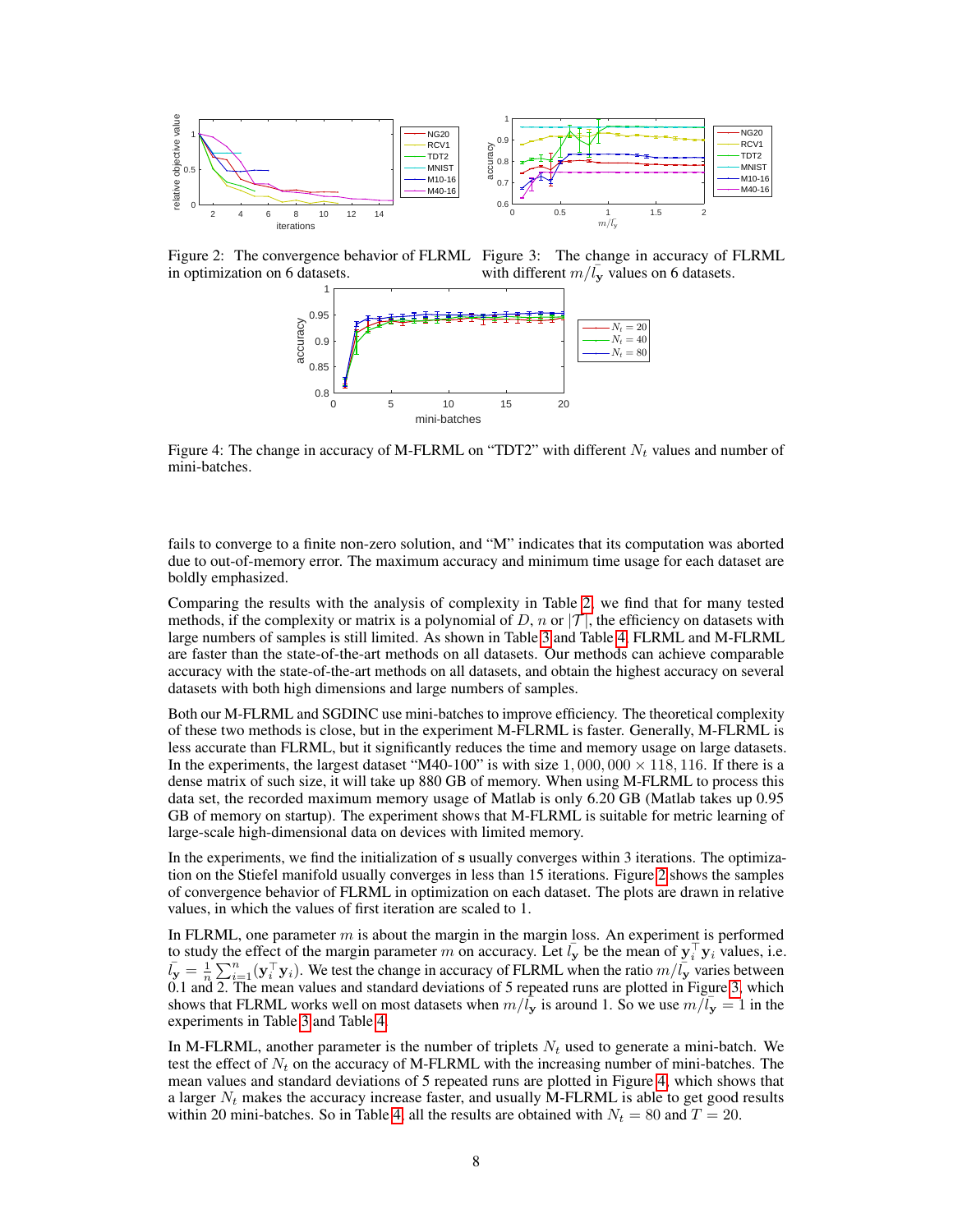Figure 2: The convergence behavior of FLRML in optimization on 6 datasets.

Figure 3: The change in accuracy of FLRML with different $m/\bar{l_{\mathbf{y}}}$ values on 6 datasets.

Figure 4: The change in accuracy of M-FLRML on "TDT2" with different $N_t$ values and number of mini-batches.

fails to converge to a finite non-zero solution, and "M" indicates that its computation was aborted due to out-of-memory error. The maximum accuracy and minimum time usage for each dataset are boldly emphasized.

Comparing the results with the analysis of complexity in Table 2, we find that for many tested methods, if the complexity or matrix is a polynomial of $D$, $n$ or $|\mathcal{T}|$, the efficiency on datasets with large numbers of samples is still limited. As shown in Table 3 and Table 4, FLRML and M-FLRML are faster than the state-of-the-art methods on all datasets. Our methods can achieve comparable accuracy with the state-of-the-art methods on all datasets, and obtain the highest accuracy on several datasets with both high dimensions and large numbers of samples.

Both our M-FLRML and SGDINC use mini-batches to improve efficiency. The theoretical complexity of these two methods is close, but in the experiment M-FLRML is faster. Generally, M-FLRML is less accurate than FLRML, but it significantly reduces the time and memory usage on large datasets. In the experiments, the largest dataset "M40-100" is with size $1,000,000 \times 118,116$. If there is a dense matrix of such size, it will take up 880 GB of memory. When using M-FLRML to process this data set, the recorded maximum memory usage of Matlab is only 6.20 GB (Matlab takes up 0.95 GB of memory on startup). The experiment shows that M-FLRML is suitable for metric learning of large-scale high-dimensional data on devices with limited memory.

In the experiments, we find the initialization of $\mathbf{s}$ usually converges within 3 iterations. The optimization on the Stiefel manifold usually converges in less than 15 iterations. Figure 2 shows the samples of convergence behavior of FLRML in optimization on each dataset. The plots are drawn in relative values, in which the values of first iteration are scaled to 1.

In FLRML, one parameter $m$ is about the margin in the margin loss. An experiment is performed to study the effect of the margin parameter $m$ on accuracy. Let $\bar{l_{\mathbf{y}}}$ be the mean of $\mathbf{y}_i^\top \mathbf{y}_i$ values, i.e. $\bar{l_{\mathbf{y}}} = \frac{1}{n}\sum_{i=1}^{n}(\mathbf{y}_i^\top \mathbf{y}_i)$. We test the change in accuracy of FLRML when the ratio $m/\bar{l_{\mathbf{y}}}$ varies between 0.1 and 2. The mean values and standard deviations of 5 repeated runs are plotted in Figure 3, which shows that FLRML works well on most datasets when $m/\bar{l_{\mathbf{y}}}$ is around 1. So we use $m/\bar{l_{\mathbf{y}}} = 1$ in the experiments in Table 3 and Table 4.

In M-FLRML, another parameter is the number of triplets $N_t$ used to generate a mini-batch. We test the effect of $N_t$ on the accuracy of M-FLRML with the increasing number of mini-batches. The mean values and standard deviations of 5 repeated runs are plotted in Figure 4, which shows that a larger $N_t$ makes the accuracy increase faster, and usually M-FLRML is able to get good results within 20 mini-batches. So in Table 4, all the results are obtained with $N_t = 80$ and $T = 20$.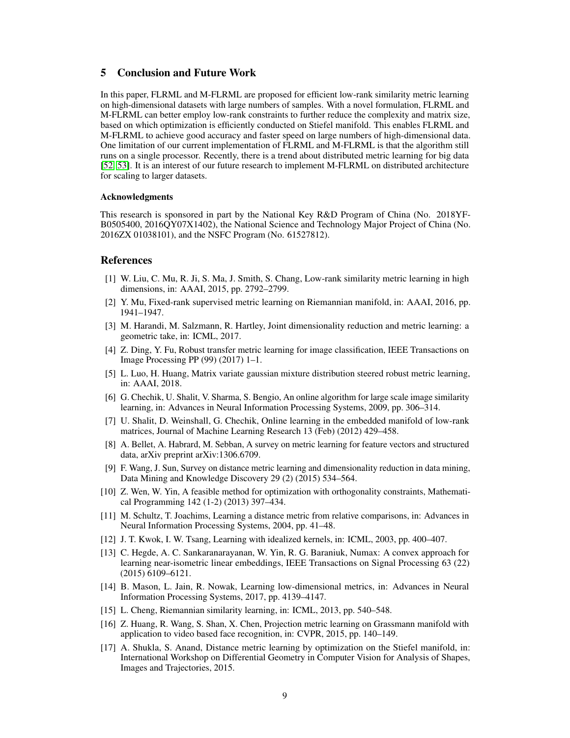## 5 Conclusion and Future Work

In this paper, FLRML and M-FLRML are proposed for efficient low-rank similarity metric learning on high-dimensional datasets with large numbers of samples. With a novel formulation, FLRML and M-FLRML can better employ low-rank constraints to further reduce the complexity and matrix size, based on which optimization is efficiently conducted on Stiefel manifold. This enables FLRML and M-FLRML to achieve good accuracy and faster speed on large numbers of high-dimensional data. One limitation of our current implementation of FLRML and M-FLRML is that the algorithm still runs on a single processor. Recently, there is a trend about distributed metric learning for big data [52, 53]. It is an interest of our future research to implement M-FLRML on distributed architecture for scaling to larger datasets.

#### Acknowledgments

This research is sponsored in part by the National Key R&D Program of China (No. 2018YFB0505400, 2016QY07X1402), the National Science and Technology Major Project of China (No. 2016ZX 01038101), and the NSFC Program (No. 61527812).

## References

[1] W. Liu, C. Mu, R. Ji, S. Ma, J. Smith, S. Chang, Low-rank similarity metric learning in high dimensions, in: AAAI, 2015, pp. 2792–2799.

[2] Y. Mu, Fixed-rank supervised metric learning on Riemannian manifold, in: AAAI, 2016, pp. 1941–1947.

[3] M. Harandi, M. Salzmann, R. Hartley, Joint dimensionality reduction and metric learning: a geometric take, in: ICML, 2017.

[4] Z. Ding, Y. Fu, Robust transfer metric learning for image classification, IEEE Transactions on Image Processing PP (99) (2017) 1–1.

[5] L. Luo, H. Huang, Matrix variate gaussian mixture distribution steered robust metric learning, in: AAAI, 2018.

[6] G. Chechik, U. Shalit, V. Sharma, S. Bengio, An online algorithm for large scale image similarity learning, in: Advances in Neural Information Processing Systems, 2009, pp. 306–314.

[7] U. Shalit, D. Weinshall, G. Chechik, Online learning in the embedded manifold of low-rank matrices, Journal of Machine Learning Research 13 (Feb) (2012) 429–458.

[8] A. Bellet, A. Habrard, M. Sebban, A survey on metric learning for feature vectors and structured data, arXiv preprint arXiv:1306.6709.

[9] F. Wang, J. Sun, Survey on distance metric learning and dimensionality reduction in data mining, Data Mining and Knowledge Discovery 29 (2) (2015) 534–564.

[10] Z. Wen, W. Yin, A feasible method for optimization with orthogonality constraints, Mathematical Programming 142 (1-2) (2013) 397–434.

[11] M. Schultz, T. Joachims, Learning a distance metric from relative comparisons, in: Advances in Neural Information Processing Systems, 2004, pp. 41–48.

[12] J. T. Kwok, I. W. Tsang, Learning with idealized kernels, in: ICML, 2003, pp. 400–407.

[13] C. Hegde, A. C. Sankaranarayanan, W. Yin, R. G. Baraniuk, Numax: A convex approach for learning near-isometric linear embeddings, IEEE Transactions on Signal Processing 63 (22) (2015) 6109–6121.

[14] B. Mason, L. Jain, R. Nowak, Learning low-dimensional metrics, in: Advances in Neural Information Processing Systems, 2017, pp. 4139–4147.

[15] L. Cheng, Riemannian similarity learning, in: ICML, 2013, pp. 540–548.

[16] Z. Huang, R. Wang, S. Shan, X. Chen, Projection metric learning on Grassmann manifold with application to video based face recognition, in: CVPR, 2015, pp. 140–149.

[17] A. Shukla, S. Anand, Distance metric learning by optimization on the Stiefel manifold, in: International Workshop on Differential Geometry in Computer Vision for Analysis of Shapes, Images and Trajectories, 2015.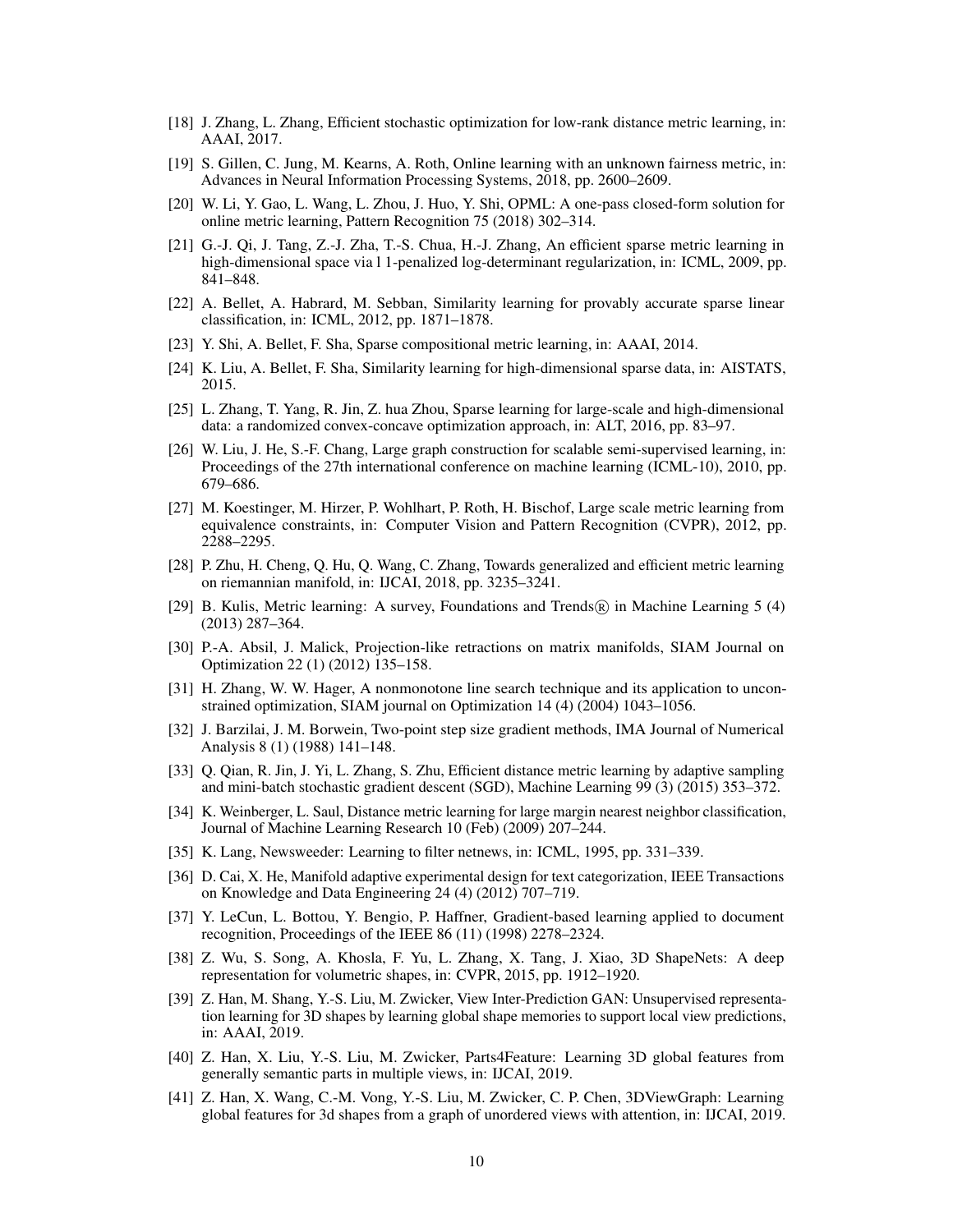[18] J. Zhang, L. Zhang, Efficient stochastic optimization for low-rank distance metric learning, in: AAAI, 2017.

[19] S. Gillen, C. Jung, M. Kearns, A. Roth, Online learning with an unknown fairness metric, in: Advances in Neural Information Processing Systems, 2018, pp. 2600–2609.

[20] W. Li, Y. Gao, L. Wang, L. Zhou, J. Huo, Y. Shi, OPML: A one-pass closed-form solution for online metric learning, Pattern Recognition 75 (2018) 302–314.

[21] G.-J. Qi, J. Tang, Z.-J. Zha, T.-S. Chua, H.-J. Zhang, An efficient sparse metric learning in high-dimensional space via l 1-penalized log-determinant regularization, in: ICML, 2009, pp. 841–848.

[22] A. Bellet, A. Habrard, M. Sebban, Similarity learning for provably accurate sparse linear classification, in: ICML, 2012, pp. 1871–1878.

[23] Y. Shi, A. Bellet, F. Sha, Sparse compositional metric learning, in: AAAI, 2014.

[24] K. Liu, A. Bellet, F. Sha, Similarity learning for high-dimensional sparse data, in: AISTATS, 2015.

[25] L. Zhang, T. Yang, R. Jin, Z. hua Zhou, Sparse learning for large-scale and high-dimensional data: a randomized convex-concave optimization approach, in: ALT, 2016, pp. 83–97.

[26] W. Liu, J. He, S.-F. Chang, Large graph construction for scalable semi-supervised learning, in: Proceedings of the 27th international conference on machine learning (ICML-10), 2010, pp. 679–686.

[27] M. Koestinger, M. Hirzer, P. Wohlhart, P. Roth, H. Bischof, Large scale metric learning from equivalence constraints, in: Computer Vision and Pattern Recognition (CVPR), 2012, pp. 2288–2295.

[28] P. Zhu, H. Cheng, Q. Hu, Q. Wang, C. Zhang, Towards generalized and efficient metric learning on riemannian manifold, in: IJCAI, 2018, pp. 3235–3241.

[29] B. Kulis, Metric learning: A survey, Foundations and Trends® in Machine Learning 5 (4) (2013) 287–364.

[30] P.-A. Absil, J. Malick, Projection-like retractions on matrix manifolds, SIAM Journal on Optimization 22 (1) (2012) 135–158.

[31] H. Zhang, W. W. Hager, A nonmonotone line search technique and its application to unconstrained optimization, SIAM journal on Optimization 14 (4) (2004) 1043–1056.

[32] J. Barzilai, J. M. Borwein, Two-point step size gradient methods, IMA Journal of Numerical Analysis 8 (1) (1988) 141–148.

[33] Q. Qian, R. Jin, J. Yi, L. Zhang, S. Zhu, Efficient distance metric learning by adaptive sampling and mini-batch stochastic gradient descent (SGD), Machine Learning 99 (3) (2015) 353–372.

[34] K. Weinberger, L. Saul, Distance metric learning for large margin nearest neighbor classification, Journal of Machine Learning Research 10 (Feb) (2009) 207–244.

[35] K. Lang, Newsweeder: Learning to filter netnews, in: ICML, 1995, pp. 331–339.

[36] D. Cai, X. He, Manifold adaptive experimental design for text categorization, IEEE Transactions on Knowledge and Data Engineering 24 (4) (2012) 707–719.

[37] Y. LeCun, L. Bottou, Y. Bengio, P. Haffner, Gradient-based learning applied to document recognition, Proceedings of the IEEE 86 (11) (1998) 2278–2324.

[38] Z. Wu, S. Song, A. Khosla, F. Yu, L. Zhang, X. Tang, J. Xiao, 3D ShapeNets: A deep representation for volumetric shapes, in: CVPR, 2015, pp. 1912–1920.

[39] Z. Han, M. Shang, Y.-S. Liu, M. Zwicker, View Inter-Prediction GAN: Unsupervised representation learning for 3D shapes by learning global shape memories to support local view predictions, in: AAAI, 2019.

[40] Z. Han, X. Liu, Y.-S. Liu, M. Zwicker, Parts4Feature: Learning 3D global features from generally semantic parts in multiple views, in: IJCAI, 2019.

[41] Z. Han, X. Wang, C.-M. Vong, Y.-S. Liu, M. Zwicker, C. P. Chen, 3DViewGraph: Learning global features for 3d shapes from a graph of unordered views with attention, in: IJCAI, 2019.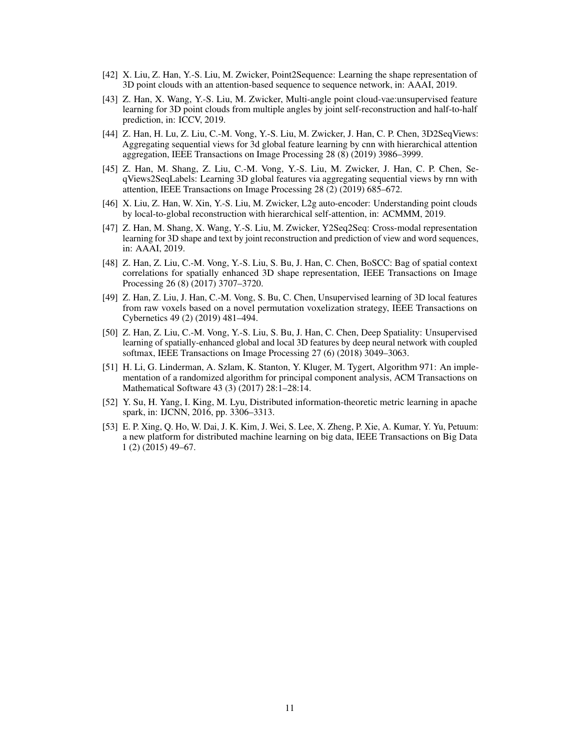[42] X. Liu, Z. Han, Y.-S. Liu, M. Zwicker, Point2Sequence: Learning the shape representation of 3D point clouds with an attention-based sequence to sequence network, in: AAAI, 2019.

[43] Z. Han, X. Wang, Y.-S. Liu, M. Zwicker, Multi-angle point cloud-vae:unsupervised feature learning for 3D point clouds from multiple angles by joint self-reconstruction and half-to-half prediction, in: ICCV, 2019.

[44] Z. Han, H. Lu, Z. Liu, C.-M. Vong, Y.-S. Liu, M. Zwicker, J. Han, C. P. Chen, 3D2SeqViews: Aggregating sequential views for 3d global feature learning by cnn with hierarchical attention aggregation, IEEE Transactions on Image Processing 28 (8) (2019) 3986–3999.

[45] Z. Han, M. Shang, Z. Liu, C.-M. Vong, Y.-S. Liu, M. Zwicker, J. Han, C. P. Chen, SeqViews2SeqLabels: Learning 3D global features via aggregating sequential views by rnn with attention, IEEE Transactions on Image Processing 28 (2) (2019) 685–672.

[46] X. Liu, Z. Han, W. Xin, Y.-S. Liu, M. Zwicker, L2g auto-encoder: Understanding point clouds by local-to-global reconstruction with hierarchical self-attention, in: ACMMM, 2019.

[47] Z. Han, M. Shang, X. Wang, Y.-S. Liu, M. Zwicker, Y2Seq2Seq: Cross-modal representation learning for 3D shape and text by joint reconstruction and prediction of view and word sequences, in: AAAI, 2019.

[48] Z. Han, Z. Liu, C.-M. Vong, Y.-S. Liu, S. Bu, J. Han, C. Chen, BoSCC: Bag of spatial context correlations for spatially enhanced 3D shape representation, IEEE Transactions on Image Processing 26 (8) (2017) 3707–3720.

[49] Z. Han, Z. Liu, J. Han, C.-M. Vong, S. Bu, C. Chen, Unsupervised learning of 3D local features from raw voxels based on a novel permutation voxelization strategy, IEEE Transactions on Cybernetics 49 (2) (2019) 481–494.

[50] Z. Han, Z. Liu, C.-M. Vong, Y.-S. Liu, S. Bu, J. Han, C. Chen, Deep Spatiality: Unsupervised learning of spatially-enhanced global and local 3D features by deep neural network with coupled softmax, IEEE Transactions on Image Processing 27 (6) (2018) 3049–3063.

[51] H. Li, G. Linderman, A. Szlam, K. Stanton, Y. Kluger, M. Tygert, Algorithm 971: An implementation of a randomized algorithm for principal component analysis, ACM Transactions on Mathematical Software 43 (3) (2017) 28:1–28:14.

[52] Y. Su, H. Yang, I. King, M. Lyu, Distributed information-theoretic metric learning in apache spark, in: IJCNN, 2016, pp. 3306–3313.

[53] E. P. Xing, Q. Ho, W. Dai, J. K. Kim, J. Wei, S. Lee, X. Zheng, P. Xie, A. Kumar, Y. Yu, Petuum: a new platform for distributed machine learning on big data, IEEE Transactions on Big Data 1 (2) (2015) 49–67.